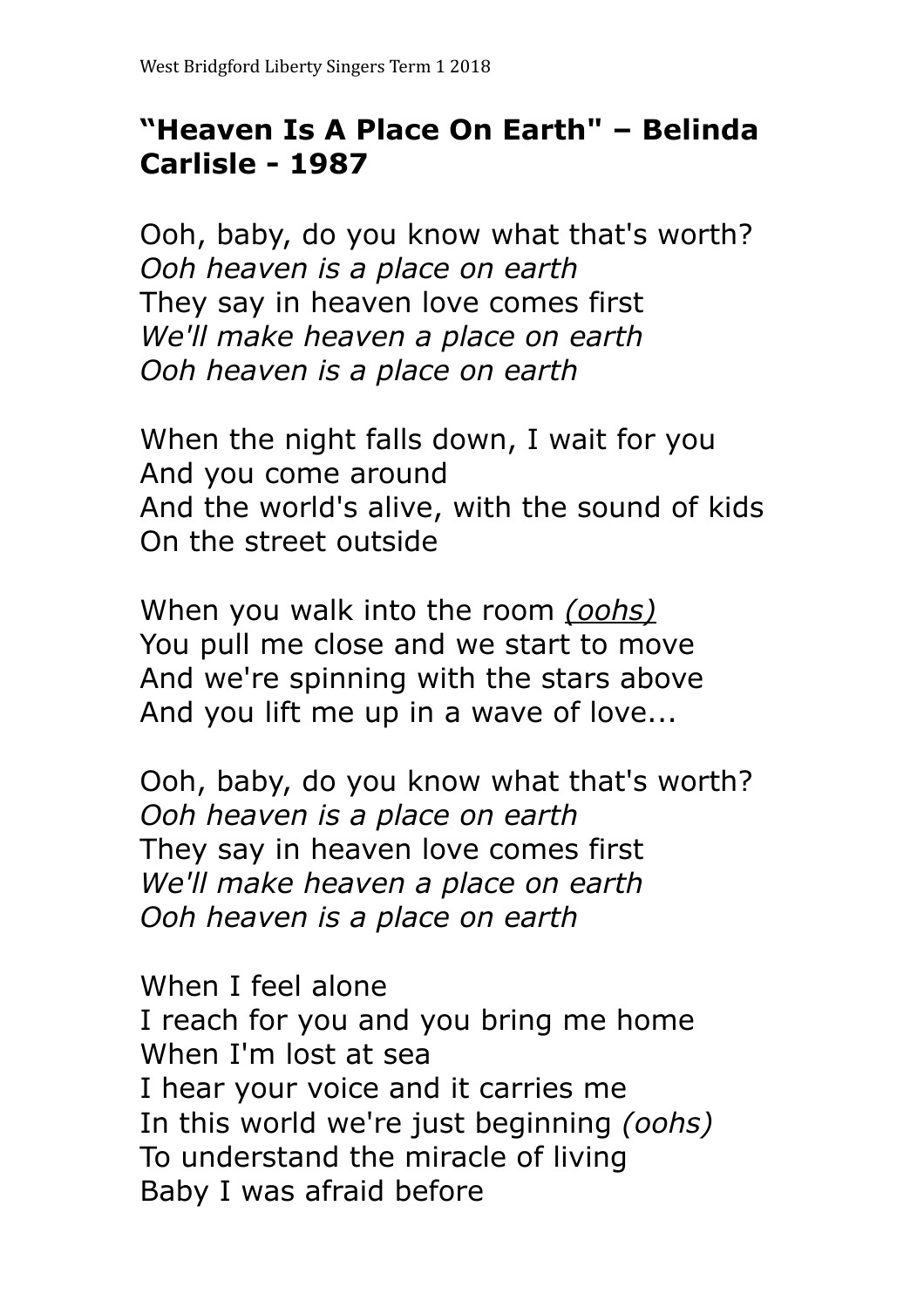**“Heaven Is A Place On Earth" – Belinda Carlisle - 1987**

Ooh, baby, do you know what that's worth?
*Ooh heaven is a place on earth*
They say in heaven love comes first
*We'll make heaven a place on earth*
*Ooh heaven is a place on earth*

When the night falls down, I wait for you
And you come around
And the world's alive, with the sound of kids
On the street outside

When you walk into the room *<u>(oohs)</u>*
You pull me close and we start to move
And we're spinning with the stars above
And you lift me up in a wave of love...

Ooh, baby, do you know what that's worth?
*Ooh heaven is a place on earth*
They say in heaven love comes first
*We'll make heaven a place on earth*
*Ooh heaven is a place on earth*

When I feel alone
I reach for you and you bring me home
When I'm lost at sea
I hear your voice and it carries me
In this world we're just beginning *(oohs)*
To understand the miracle of living
Baby I was afraid before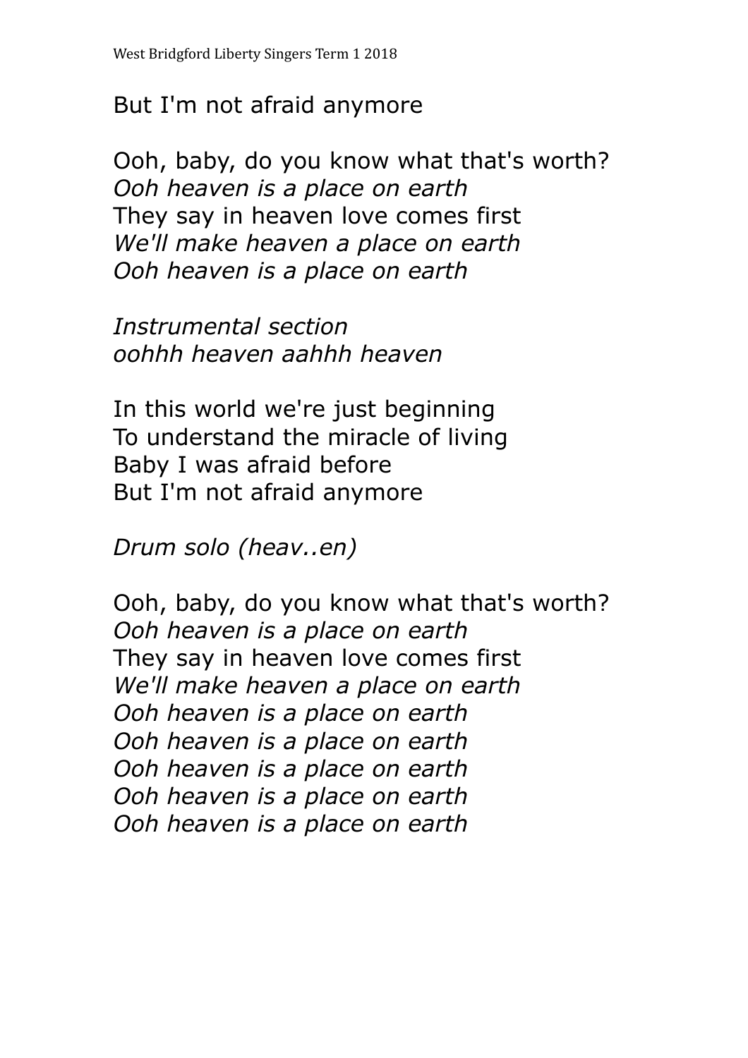But I'm not afraid anymore

Ooh, baby, do you know what that's worth?
*Ooh heaven is a place on earth*
They say in heaven love comes first
*We'll make heaven a place on earth*
*Ooh heaven is a place on earth*

*Instrumental section*
*oohhh heaven aahhh heaven*

In this world we're just beginning
To understand the miracle of living
Baby I was afraid before
But I'm not afraid anymore

*Drum solo (heav..en)*

Ooh, baby, do you know what that's worth?
*Ooh heaven is a place on earth*
They say in heaven love comes first
*We'll make heaven a place on earth*
*Ooh heaven is a place on earth*
*Ooh heaven is a place on earth*
*Ooh heaven is a place on earth*
*Ooh heaven is a place on earth*
*Ooh heaven is a place on earth*